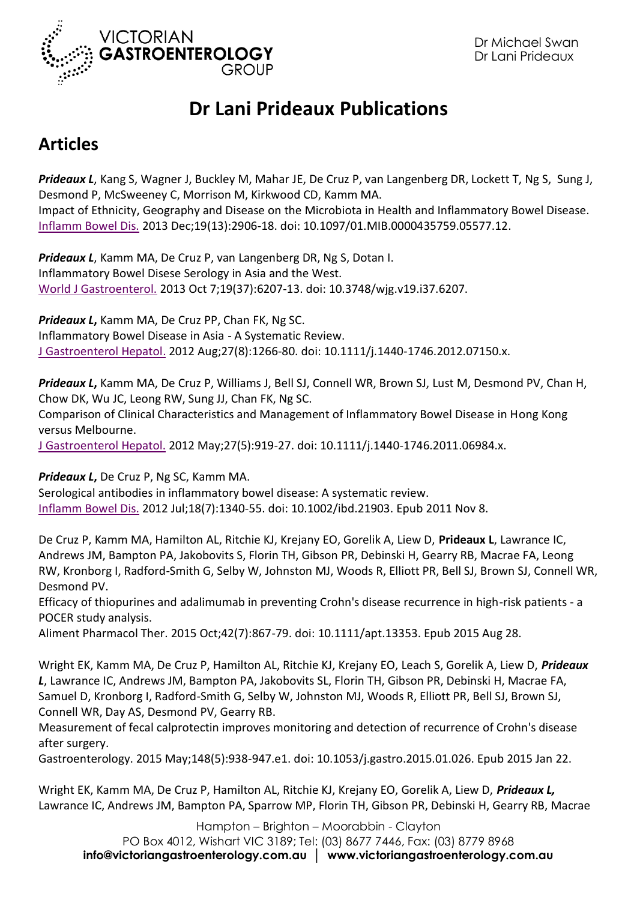// VICTORIAN GASTROENTEROLOGY GROUP

Dr Michael Swan
Dr Lani Prideaux

# Dr Lani Prideaux Publications

## Articles

***Prideaux L***, Kang S, Wagner J, Buckley M, Mahar JE, De Cruz P, van Langenberg DR, Lockett T, Ng S, Sung J, Desmond P, McSweeney C, Morrison M, Kirkwood CD, Kamm MA.
Impact of Ethnicity, Geography and Disease on the Microbiota in Health and Inflammatory Bowel Disease.
Inflamm Bowel Dis. 2013 Dec;19(13):2906-18. doi: 10.1097/01.MIB.0000435759.05577.12.

***Prideaux L***, Kamm MA, De Cruz P, van Langenberg DR, Ng S, Dotan I.
Inflammatory Bowel Disese Serology in Asia and the West.
World J Gastroenterol. 2013 Oct 7;19(37):6207-13. doi: 10.3748/wjg.v19.i37.6207.

***Prideaux L*****,** Kamm MA, De Cruz PP, Chan FK, Ng SC.
Inflammatory Bowel Disease in Asia - A Systematic Review.
J Gastroenterol Hepatol. 2012 Aug;27(8):1266-80. doi: 10.1111/j.1440-1746.2012.07150.x.

***Prideaux L*****,** Kamm MA, De Cruz P, Williams J, Bell SJ, Connell WR, Brown SJ, Lust M, Desmond PV, Chan H, Chow DK, Wu JC, Leong RW, Sung JJ, Chan FK, Ng SC.
Comparison of Clinical Characteristics and Management of Inflammatory Bowel Disease in Hong Kong versus Melbourne.
J Gastroenterol Hepatol. 2012 May;27(5):919-27. doi: 10.1111/j.1440-1746.2011.06984.x.

***Prideaux L*****,** De Cruz P, Ng SC, Kamm MA.
Serological antibodies in inflammatory bowel disease: A systematic review.
Inflamm Bowel Dis. 2012 Jul;18(7):1340-55. doi: 10.1002/ibd.21903. Epub 2011 Nov 8.

De Cruz P, Kamm MA, Hamilton AL, Ritchie KJ, Krejany EO, Gorelik A, Liew D, **Prideaux L**, Lawrance IC, Andrews JM, Bampton PA, Jakobovits S, Florin TH, Gibson PR, Debinski H, Gearry RB, Macrae FA, Leong RW, Kronborg I, Radford-Smith G, Selby W, Johnston MJ, Woods R, Elliott PR, Bell SJ, Brown SJ, Connell WR, Desmond PV.
Efficacy of thiopurines and adalimumab in preventing Crohn's disease recurrence in high-risk patients - a POCER study analysis.
Aliment Pharmacol Ther. 2015 Oct;42(7):867-79. doi: 10.1111/apt.13353. Epub 2015 Aug 28.

Wright EK, Kamm MA, De Cruz P, Hamilton AL, Ritchie KJ, Krejany EO, Leach S, Gorelik A, Liew D, ***Prideaux L***, Lawrance IC, Andrews JM, Bampton PA, Jakobovits SL, Florin TH, Gibson PR, Debinski H, Macrae FA, Samuel D, Kronborg I, Radford-Smith G, Selby W, Johnston MJ, Woods R, Elliott PR, Bell SJ, Brown SJ, Connell WR, Day AS, Desmond PV, Gearry RB.
Measurement of fecal calprotectin improves monitoring and detection of recurrence of Crohn's disease after surgery.
Gastroenterology. 2015 May;148(5):938-947.e1. doi: 10.1053/j.gastro.2015.01.026. Epub 2015 Jan 22.

Wright EK, Kamm MA, De Cruz P, Hamilton AL, Ritchie KJ, Krejany EO, Gorelik A, Liew D, ***Prideaux L,*** Lawrance IC, Andrews JM, Bampton PA, Sparrow MP, Florin TH, Gibson PR, Debinski H, Gearry RB, Macrae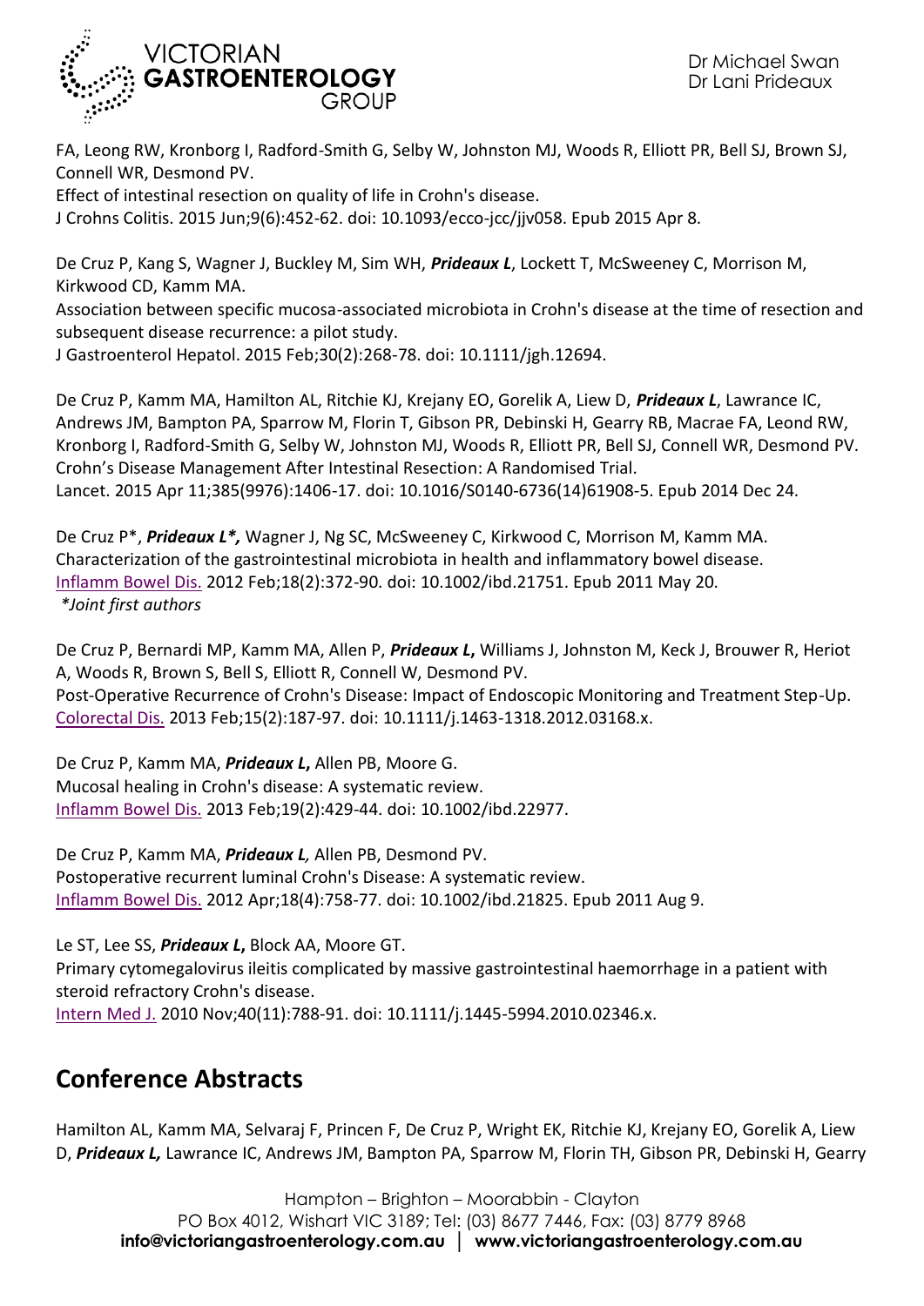FA, Leong RW, Kronborg I, Radford-Smith G, Selby W, Johnston MJ, Woods R, Elliott PR, Bell SJ, Brown SJ, Connell WR, Desmond PV.
Effect of intestinal resection on quality of life in Crohn's disease.
J Crohns Colitis. 2015 Jun;9(6):452-62. doi: 10.1093/ecco-jcc/jjv058. Epub 2015 Apr 8.

De Cruz P, Kang S, Wagner J, Buckley M, Sim WH, ***Prideaux L***, Lockett T, McSweeney C, Morrison M, Kirkwood CD, Kamm MA.
Association between specific mucosa-associated microbiota in Crohn's disease at the time of resection and subsequent disease recurrence: a pilot study.
J Gastroenterol Hepatol. 2015 Feb;30(2):268-78. doi: 10.1111/jgh.12694.

De Cruz P, Kamm MA, Hamilton AL, Ritchie KJ, Krejany EO, Gorelik A, Liew D, ***Prideaux L***, Lawrance IC, Andrews JM, Bampton PA, Sparrow M, Florin T, Gibson PR, Debinski H, Gearry RB, Macrae FA, Leond RW, Kronborg I, Radford-Smith G, Selby W, Johnston MJ, Woods R, Elliott PR, Bell SJ, Connell WR, Desmond PV.
Crohn's Disease Management After Intestinal Resection: A Randomised Trial.
Lancet. 2015 Apr 11;385(9976):1406-17. doi: 10.1016/S0140-6736(14)61908-5. Epub 2014 Dec 24.

De Cruz P*, ***Prideaux L*,*** Wagner J, Ng SC, McSweeney C, Kirkwood C, Morrison M, Kamm MA.
Characterization of the gastrointestinal microbiota in health and inflammatory bowel disease.
Inflamm Bowel Dis. 2012 Feb;18(2):372-90. doi: 10.1002/ibd.21751. Epub 2011 May 20.
*\*Joint first authors*

De Cruz P, Bernardi MP, Kamm MA, Allen P, ***Prideaux L*,** Williams J, Johnston M, Keck J, Brouwer R, Heriot A, Woods R, Brown S, Bell S, Elliott R, Connell W, Desmond PV.
Post-Operative Recurrence of Crohn's Disease: Impact of Endoscopic Monitoring and Treatment Step-Up.
Colorectal Dis. 2013 Feb;15(2):187-97. doi: 10.1111/j.1463-1318.2012.03168.x.

De Cruz P, Kamm MA, ***Prideaux L*,** Allen PB, Moore G.
Mucosal healing in Crohn's disease: A systematic review.
Inflamm Bowel Dis. 2013 Feb;19(2):429-44. doi: 10.1002/ibd.22977.

De Cruz P, Kamm MA, ***Prideaux L,*** Allen PB, Desmond PV.
Postoperative recurrent luminal Crohn's Disease: A systematic review.
Inflamm Bowel Dis. 2012 Apr;18(4):758-77. doi: 10.1002/ibd.21825. Epub 2011 Aug 9.

Le ST, Lee SS, ***Prideaux L*,** Block AA, Moore GT.
Primary cytomegalovirus ileitis complicated by massive gastrointestinal haemorrhage in a patient with steroid refractory Crohn's disease.
Intern Med J. 2010 Nov;40(11):788-91. doi: 10.1111/j.1445-5994.2010.02346.x.

## Conference Abstracts

Hamilton AL, Kamm MA, Selvaraj F, Princen F, De Cruz P, Wright EK, Ritchie KJ, Krejany EO, Gorelik A, Liew D, ***Prideaux L,*** Lawrance IC, Andrews JM, Bampton PA, Sparrow M, Florin TH, Gibson PR, Debinski H, Gearry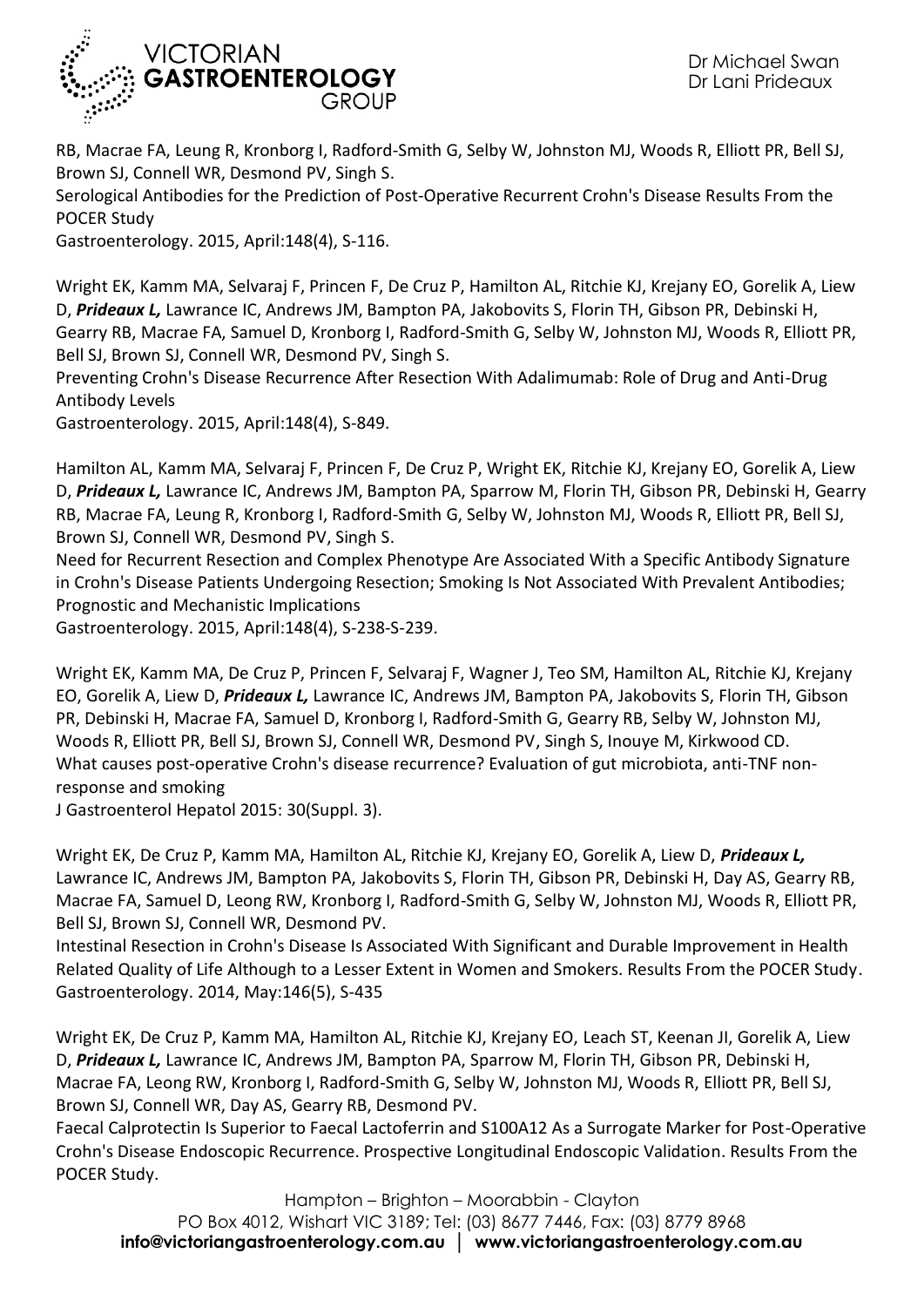RB, Macrae FA, Leung R, Kronborg I, Radford-Smith G, Selby W, Johnston MJ, Woods R, Elliott PR, Bell SJ, Brown SJ, Connell WR, Desmond PV, Singh S.
Serological Antibodies for the Prediction of Post-Operative Recurrent Crohn's Disease Results From the POCER Study
Gastroenterology. 2015, April:148(4), S-116.

Wright EK, Kamm MA, Selvaraj F, Princen F, De Cruz P, Hamilton AL, Ritchie KJ, Krejany EO, Gorelik A, Liew D, ***Prideaux L,*** Lawrance IC, Andrews JM, Bampton PA, Jakobovits S, Florin TH, Gibson PR, Debinski H, Gearry RB, Macrae FA, Samuel D, Kronborg I, Radford-Smith G, Selby W, Johnston MJ, Woods R, Elliott PR, Bell SJ, Brown SJ, Connell WR, Desmond PV, Singh S.
Preventing Crohn's Disease Recurrence After Resection With Adalimumab: Role of Drug and Anti-Drug Antibody Levels
Gastroenterology. 2015, April:148(4), S-849.

Hamilton AL, Kamm MA, Selvaraj F, Princen F, De Cruz P, Wright EK, Ritchie KJ, Krejany EO, Gorelik A, Liew D, ***Prideaux L,*** Lawrance IC, Andrews JM, Bampton PA, Sparrow M, Florin TH, Gibson PR, Debinski H, Gearry RB, Macrae FA, Leung R, Kronborg I, Radford-Smith G, Selby W, Johnston MJ, Woods R, Elliott PR, Bell SJ, Brown SJ, Connell WR, Desmond PV, Singh S.
Need for Recurrent Resection and Complex Phenotype Are Associated With a Specific Antibody Signature in Crohn's Disease Patients Undergoing Resection; Smoking Is Not Associated With Prevalent Antibodies; Prognostic and Mechanistic Implications
Gastroenterology. 2015, April:148(4), S-238-S-239.

Wright EK, Kamm MA, De Cruz P, Princen F, Selvaraj F, Wagner J, Teo SM, Hamilton AL, Ritchie KJ, Krejany EO, Gorelik A, Liew D, ***Prideaux L,*** Lawrance IC, Andrews JM, Bampton PA, Jakobovits S, Florin TH, Gibson PR, Debinski H, Macrae FA, Samuel D, Kronborg I, Radford-Smith G, Gearry RB, Selby W, Johnston MJ, Woods R, Elliott PR, Bell SJ, Brown SJ, Connell WR, Desmond PV, Singh S, Inouye M, Kirkwood CD.
What causes post-operative Crohn's disease recurrence? Evaluation of gut microbiota, anti-TNF non-response and smoking
J Gastroenterol Hepatol 2015: 30(Suppl. 3).

Wright EK, De Cruz P, Kamm MA, Hamilton AL, Ritchie KJ, Krejany EO, Gorelik A, Liew D, ***Prideaux L,*** Lawrance IC, Andrews JM, Bampton PA, Jakobovits S, Florin TH, Gibson PR, Debinski H, Day AS, Gearry RB, Macrae FA, Samuel D, Leong RW, Kronborg I, Radford-Smith G, Selby W, Johnston MJ, Woods R, Elliott PR, Bell SJ, Brown SJ, Connell WR, Desmond PV.
Intestinal Resection in Crohn's Disease Is Associated With Significant and Durable Improvement in Health Related Quality of Life Although to a Lesser Extent in Women and Smokers. Results From the POCER Study.
Gastroenterology. 2014, May:146(5), S-435

Wright EK, De Cruz P, Kamm MA, Hamilton AL, Ritchie KJ, Krejany EO, Leach ST, Keenan JI, Gorelik A, Liew D, ***Prideaux L,*** Lawrance IC, Andrews JM, Bampton PA, Sparrow M, Florin TH, Gibson PR, Debinski H, Macrae FA, Leong RW, Kronborg I, Radford-Smith G, Selby W, Johnston MJ, Woods R, Elliott PR, Bell SJ, Brown SJ, Connell WR, Day AS, Gearry RB, Desmond PV.
Faecal Calprotectin Is Superior to Faecal Lactoferrin and S100A12 As a Surrogate Marker for Post-Operative Crohn's Disease Endoscopic Recurrence. Prospective Longitudinal Endoscopic Validation. Results From the POCER Study.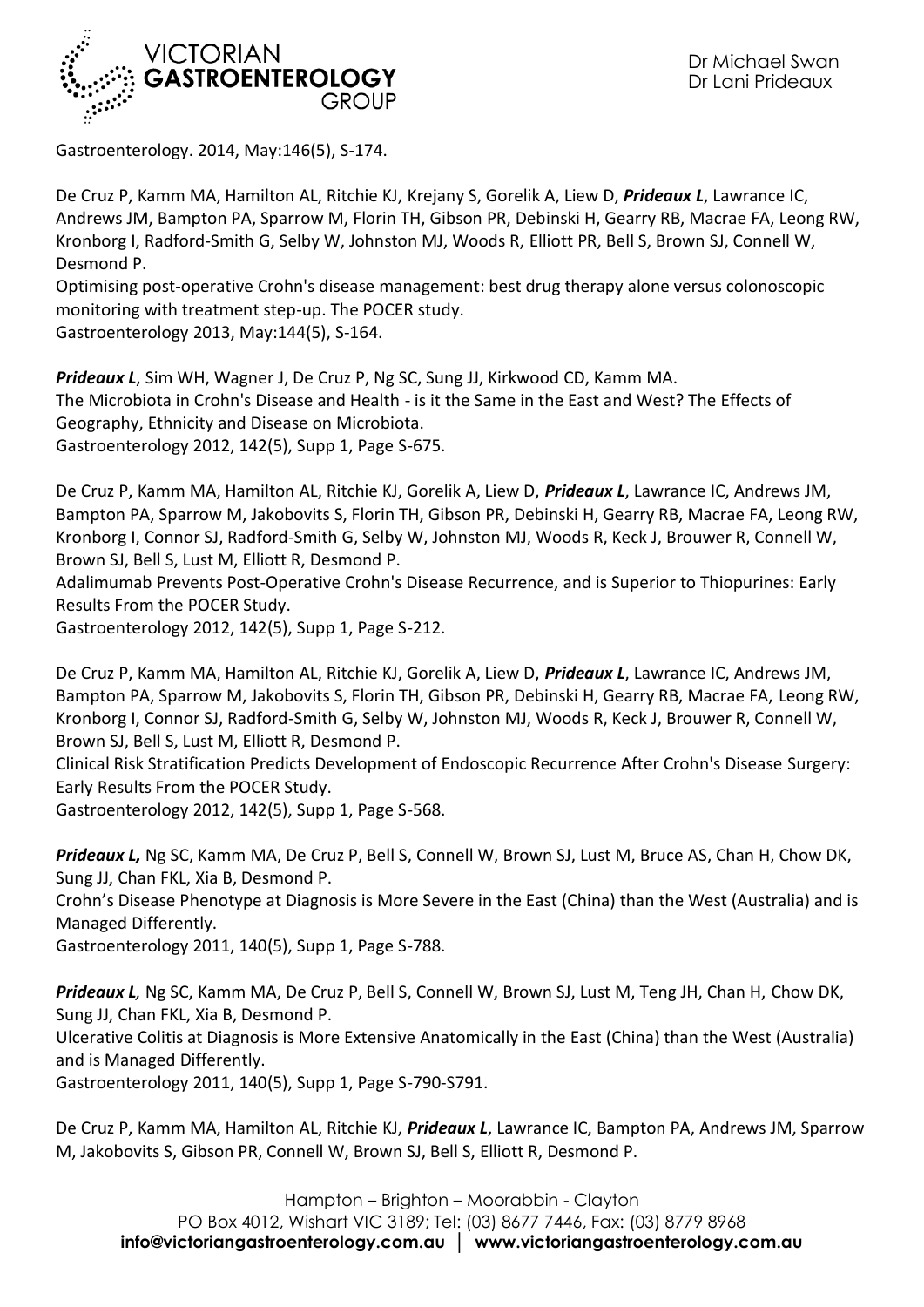Gastroenterology. 2014, May:146(5), S-174.

De Cruz P, Kamm MA, Hamilton AL, Ritchie KJ, Krejany S, Gorelik A, Liew D, ***Prideaux L***, Lawrance IC, Andrews JM, Bampton PA, Sparrow M, Florin TH, Gibson PR, Debinski H, Gearry RB, Macrae FA, Leong RW, Kronborg I, Radford-Smith G, Selby W, Johnston MJ, Woods R, Elliott PR, Bell S, Brown SJ, Connell W, Desmond P.
Optimising post-operative Crohn's disease management: best drug therapy alone versus colonoscopic monitoring with treatment step-up. The POCER study.
Gastroenterology 2013, May:144(5), S-164.

***Prideaux L***, Sim WH, Wagner J, De Cruz P, Ng SC, Sung JJ, Kirkwood CD, Kamm MA.
The Microbiota in Crohn's Disease and Health - is it the Same in the East and West? The Effects of Geography, Ethnicity and Disease on Microbiota.
Gastroenterology 2012, 142(5), Supp 1, Page S-675.

De Cruz P, Kamm MA, Hamilton AL, Ritchie KJ, Gorelik A, Liew D, ***Prideaux L***, Lawrance IC, Andrews JM, Bampton PA, Sparrow M, Jakobovits S, Florin TH, Gibson PR, Debinski H, Gearry RB, Macrae FA, Leong RW, Kronborg I, Connor SJ, Radford-Smith G, Selby W, Johnston MJ, Woods R, Keck J, Brouwer R, Connell W, Brown SJ, Bell S, Lust M, Elliott R, Desmond P.
Adalimumab Prevents Post-Operative Crohn's Disease Recurrence, and is Superior to Thiopurines: Early Results From the POCER Study.
Gastroenterology 2012, 142(5), Supp 1, Page S-212.

De Cruz P, Kamm MA, Hamilton AL, Ritchie KJ, Gorelik A, Liew D, ***Prideaux L***, Lawrance IC, Andrews JM, Bampton PA, Sparrow M, Jakobovits S, Florin TH, Gibson PR, Debinski H, Gearry RB, Macrae FA, Leong RW, Kronborg I, Connor SJ, Radford-Smith G, Selby W, Johnston MJ, Woods R, Keck J, Brouwer R, Connell W, Brown SJ, Bell S, Lust M, Elliott R, Desmond P.
Clinical Risk Stratification Predicts Development of Endoscopic Recurrence After Crohn's Disease Surgery: Early Results From the POCER Study.
Gastroenterology 2012, 142(5), Supp 1, Page S-568.

***Prideaux L,*** Ng SC, Kamm MA, De Cruz P, Bell S, Connell W, Brown SJ, Lust M, Bruce AS, Chan H, Chow DK, Sung JJ, Chan FKL, Xia B, Desmond P.
Crohn's Disease Phenotype at Diagnosis is More Severe in the East (China) than the West (Australia) and is Managed Differently.
Gastroenterology 2011, 140(5), Supp 1, Page S-788.

***Prideaux L,*** Ng SC, Kamm MA, De Cruz P, Bell S, Connell W, Brown SJ, Lust M, Teng JH, Chan H, Chow DK, Sung JJ, Chan FKL, Xia B, Desmond P.
Ulcerative Colitis at Diagnosis is More Extensive Anatomically in the East (China) than the West (Australia) and is Managed Differently.
Gastroenterology 2011, 140(5), Supp 1, Page S-790-S791.

De Cruz P, Kamm MA, Hamilton AL, Ritchie KJ, ***Prideaux L***, Lawrance IC, Bampton PA, Andrews JM, Sparrow M, Jakobovits S, Gibson PR, Connell W, Brown SJ, Bell S, Elliott R, Desmond P.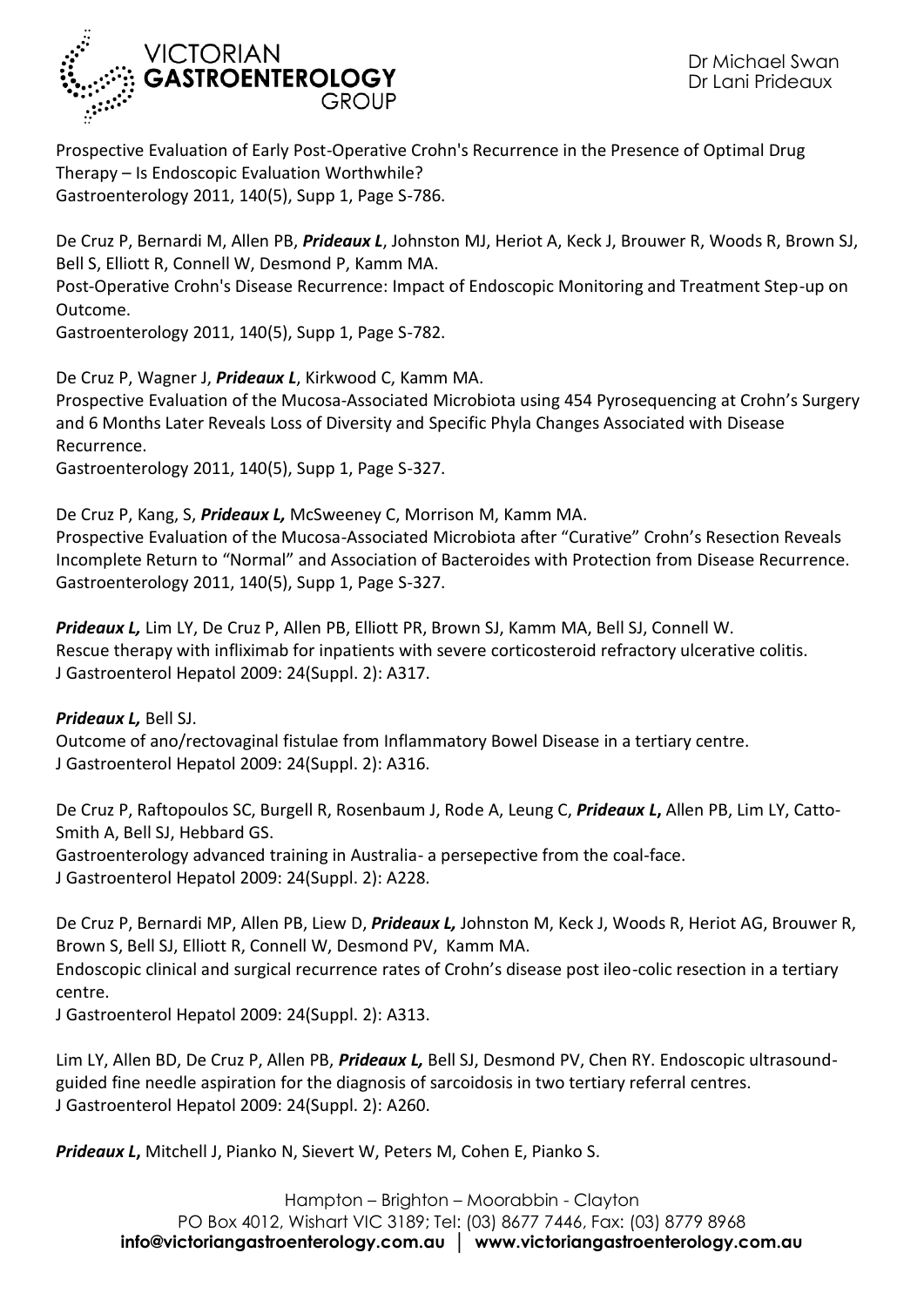Prospective Evaluation of Early Post-Operative Crohn's Recurrence in the Presence of Optimal Drug Therapy – Is Endoscopic Evaluation Worthwhile?
Gastroenterology 2011, 140(5), Supp 1, Page S-786.

De Cruz P, Bernardi M, Allen PB, ***Prideaux L***, Johnston MJ, Heriot A, Keck J, Brouwer R, Woods R, Brown SJ, Bell S, Elliott R, Connell W, Desmond P, Kamm MA.
Post-Operative Crohn's Disease Recurrence: Impact of Endoscopic Monitoring and Treatment Step-up on Outcome.
Gastroenterology 2011, 140(5), Supp 1, Page S-782.

De Cruz P, Wagner J, ***Prideaux L***, Kirkwood C, Kamm MA.
Prospective Evaluation of the Mucosa-Associated Microbiota using 454 Pyrosequencing at Crohn's Surgery and 6 Months Later Reveals Loss of Diversity and Specific Phyla Changes Associated with Disease Recurrence.
Gastroenterology 2011, 140(5), Supp 1, Page S-327.

De Cruz P, Kang, S, ***Prideaux L,*** McSweeney C, Morrison M, Kamm MA.
Prospective Evaluation of the Mucosa-Associated Microbiota after "Curative" Crohn's Resection Reveals Incomplete Return to "Normal" and Association of Bacteroides with Protection from Disease Recurrence.
Gastroenterology 2011, 140(5), Supp 1, Page S-327.

***Prideaux L,*** Lim LY, De Cruz P, Allen PB, Elliott PR, Brown SJ, Kamm MA, Bell SJ, Connell W.
Rescue therapy with infliximab for inpatients with severe corticosteroid refractory ulcerative colitis.
J Gastroenterol Hepatol 2009: 24(Suppl. 2): A317.

***Prideaux L,*** Bell SJ.
Outcome of ano/rectovaginal fistulae from Inflammatory Bowel Disease in a tertiary centre.
J Gastroenterol Hepatol 2009: 24(Suppl. 2): A316.

De Cruz P, Raftopoulos SC, Burgell R, Rosenbaum J, Rode A, Leung C, ***Prideaux L*****,** Allen PB, Lim LY, Catto-Smith A, Bell SJ, Hebbard GS.
Gastroenterology advanced training in Australia- a persepective from the coal-face.
J Gastroenterol Hepatol 2009: 24(Suppl. 2): A228.

De Cruz P, Bernardi MP, Allen PB, Liew D, ***Prideaux L,*** Johnston M, Keck J, Woods R, Heriot AG, Brouwer R, Brown S, Bell SJ, Elliott R, Connell W, Desmond PV, Kamm MA.
Endoscopic clinical and surgical recurrence rates of Crohn's disease post ileo-colic resection in a tertiary centre.
J Gastroenterol Hepatol 2009: 24(Suppl. 2): A313.

Lim LY, Allen BD, De Cruz P, Allen PB, ***Prideaux L,*** Bell SJ, Desmond PV, Chen RY. Endoscopic ultrasound-guided fine needle aspiration for the diagnosis of sarcoidosis in two tertiary referral centres.
J Gastroenterol Hepatol 2009: 24(Suppl. 2): A260.

***Prideaux L*****,** Mitchell J, Pianko N, Sievert W, Peters M, Cohen E, Pianko S.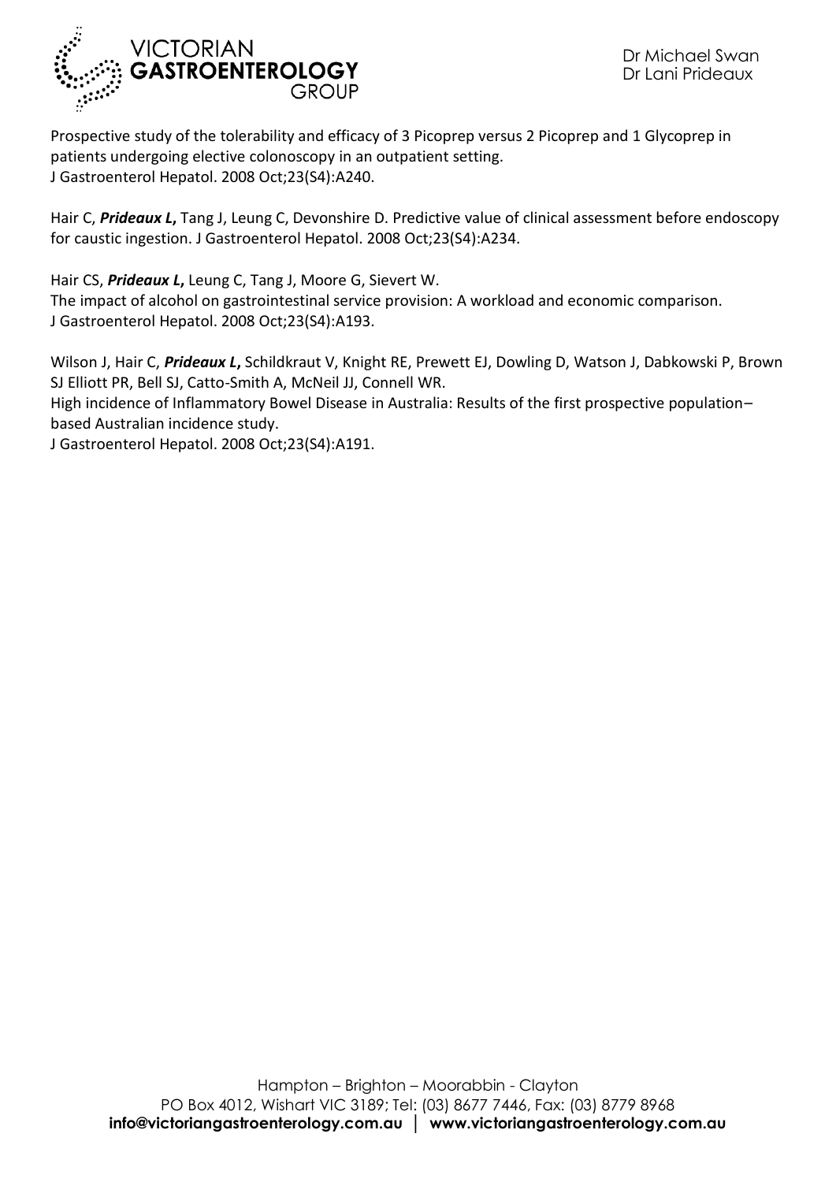Prospective study of the tolerability and efficacy of 3 Picoprep versus 2 Picoprep and 1 Glycoprep in patients undergoing elective colonoscopy in an outpatient setting.
J Gastroenterol Hepatol. 2008 Oct;23(S4):A240.

Hair C, ***Prideaux L*,** Tang J, Leung C, Devonshire D. Predictive value of clinical assessment before endoscopy for caustic ingestion. J Gastroenterol Hepatol. 2008 Oct;23(S4):A234.

Hair CS, ***Prideaux L*,** Leung C, Tang J, Moore G, Sievert W.
The impact of alcohol on gastrointestinal service provision: A workload and economic comparison.
J Gastroenterol Hepatol. 2008 Oct;23(S4):A193.

Wilson J, Hair C, ***Prideaux L*,** Schildkraut V, Knight RE, Prewett EJ, Dowling D, Watson J, Dabkowski P, Brown SJ Elliott PR, Bell SJ, Catto-Smith A, McNeil JJ, Connell WR.
High incidence of Inflammatory Bowel Disease in Australia: Results of the first prospective population–based Australian incidence study.
J Gastroenterol Hepatol. 2008 Oct;23(S4):A191.